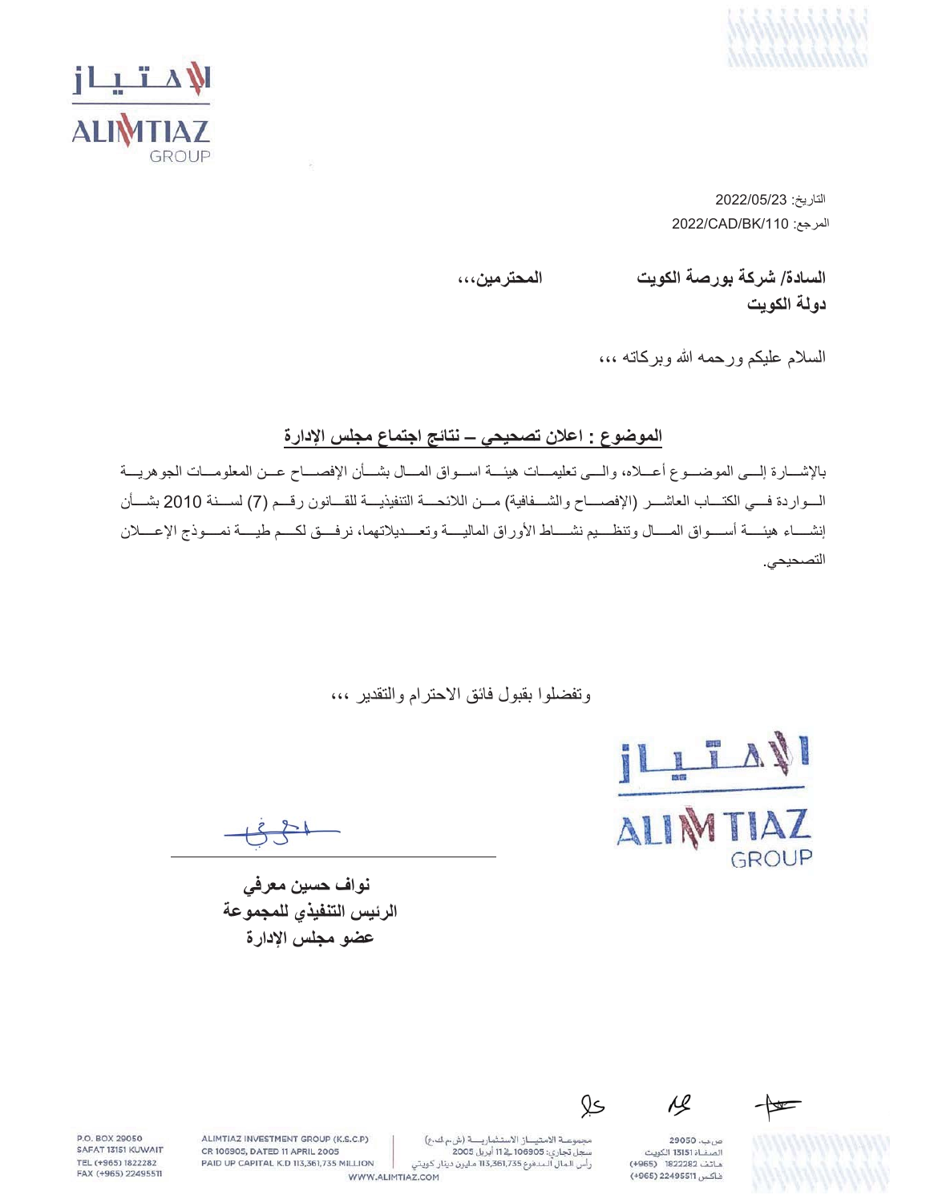التاريخ: 2022/05/23

المرجع: 2022/CAD/BK/110

**السادة/ شركة بورصة الكويت المحترمين،،،**

**دولة الكويت**

السلام عليكم ورحمه الله وبركاته ،،،

**الموضوع : اعلان تصحيحي – نتائج اجتماع مجلس الإدارة**

بالإشارة إلى الموضوع أعلاه، والى تعليمات هيئة اسواق المال بشأن الإفصاح عن المعلومات الجوهرية الواردة في الكتاب العاشر (الإفصاح والشفافية) من اللائحة التنفيذية للقانون رقم (7) لسنة 2010 بشأن إنشاء هيئة أسواق المال وتنظيم نشاط الأوراق المالية وتعديلاتهما، نرفق لكم طية نموذج الإعلان التصحيحي.

وتفضلوا بقبول فائق الاحترام والتقدير ،،،

**نواف حسين معرفي**

**الرئيس التنفيذي للمجموعة**

**عضو مجلس الإدارة**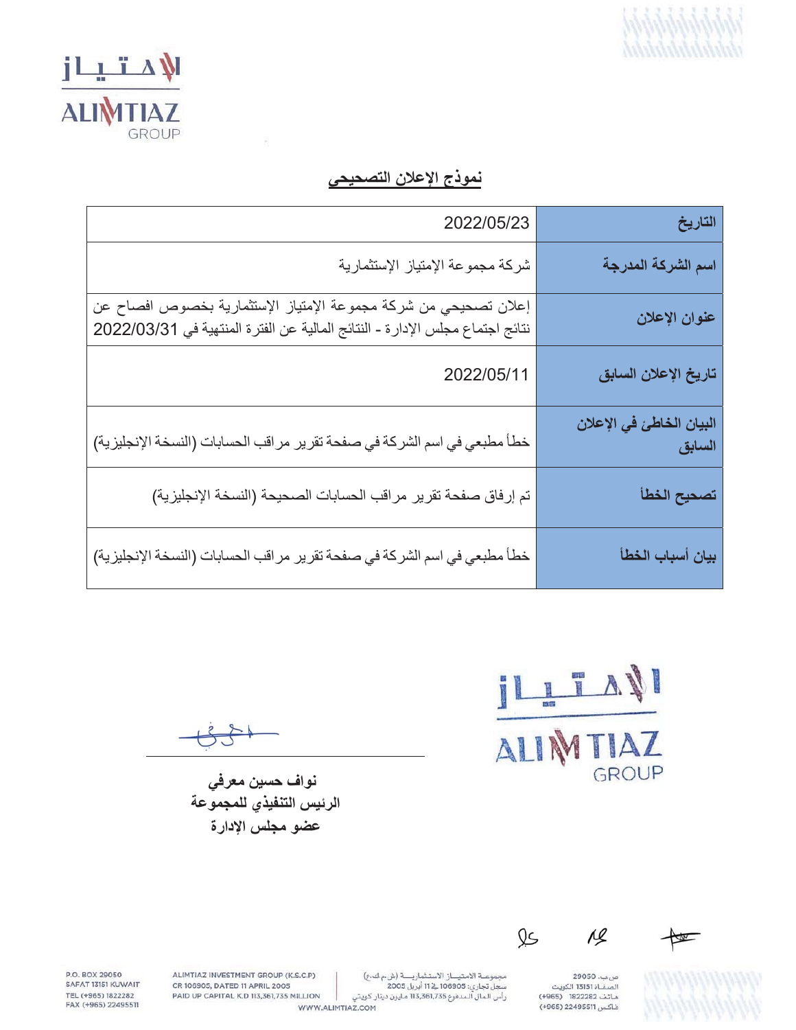## نموذج الإعلان التصحيحي

| التاريخ | 2022/05/23 |
|---|---|
| اسم الشركة المدرجة | شركة مجموعة الإمتياز الإستثمارية |
| عنوان الإعلان | إعلان تصحيحي من شركة مجموعة الامتياز الإستثمارية بخصوص افصاح عن نتائج اجتماع مجلس الإدارة - النتائج المالية عن الفترة المنتهية في 2022/03/31 |
| تاريخ الإعلان السابق | 2022/05/11 |
| البيان الخاطئ في الإعلان السابق | خطأ مطبعي في اسم الشركة في صفحة تقرير مراقب الحسابات (النسخة الإنجليزية) |
| تصحيح الخطأ | تم إرفاق صفحة تقرير مراقب الحسابات الصحيحة (النسخة الإنجليزية) |
| بيان أسباب الخطأ | خطأ مطبعي في اسم الشركة في صفحة تقرير مراقب الحسابات (النسخة الإنجليزية) |

**نواف حسين معرفي**
**الرئيس التنفيذي للمجموعة**
**عضو مجلس الإدارة**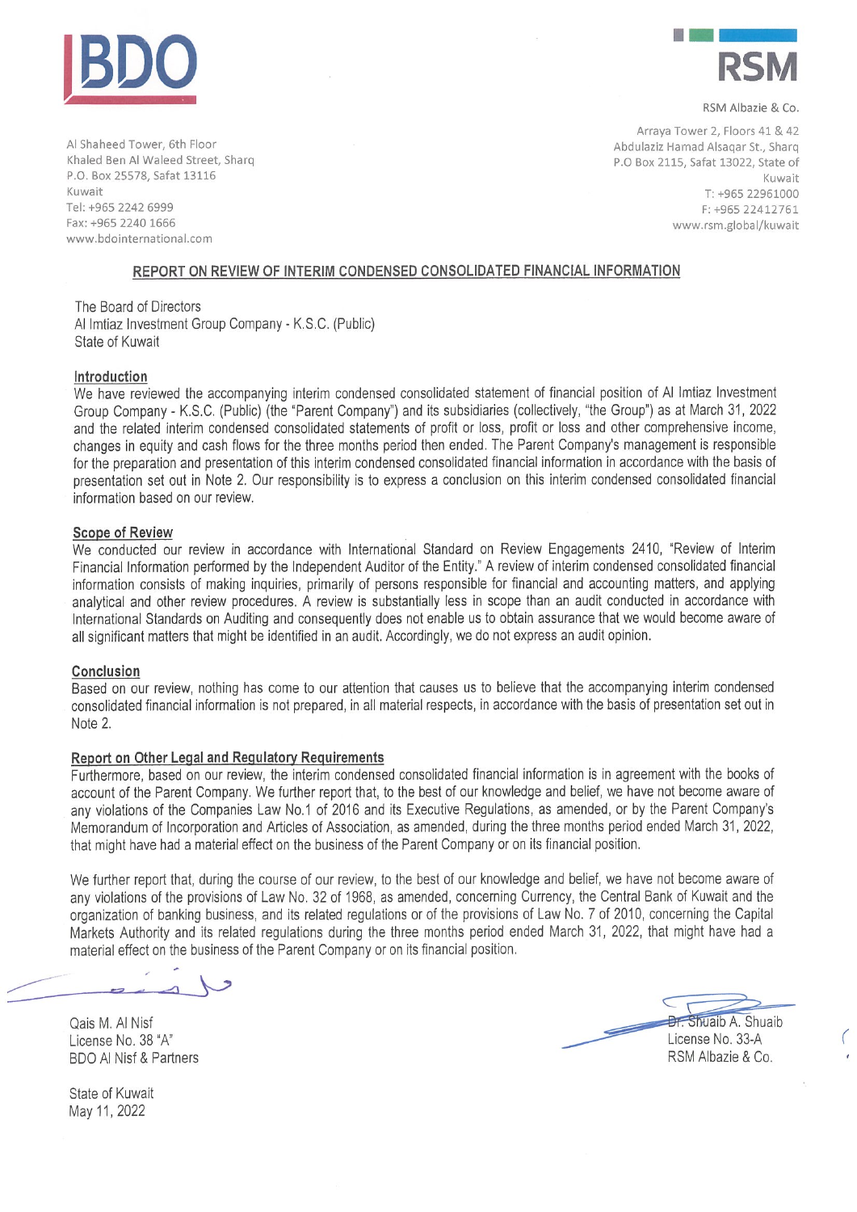BDO

Al Shaheed Tower, 6th Floor
Khaled Ben Al Waleed Street, Sharq
P.O. Box 25578, Safat 13116
Kuwait
Tel: +965 2242 6999
Fax: +965 2240 1666
www.bdointernational.com

RSM

RSM Albazie & Co.

Arraya Tower 2, Floors 41 & 42
Abdulaziz Hamad Alsaqar St., Sharq
P.O Box 2115, Safat 13022, State of Kuwait
T: +965 22961000
F: +965 22412761
www.rsm.global/kuwait

## REPORT ON REVIEW OF INTERIM CONDENSED CONSOLIDATED FINANCIAL INFORMATION

The Board of Directors
Al Imtiaz Investment Group Company - K.S.C. (Public)
State of Kuwait

### Introduction

We have reviewed the accompanying interim condensed consolidated statement of financial position of Al Imtiaz Investment Group Company - K.S.C. (Public) (the "Parent Company") and its subsidiaries (collectively, "the Group") as at March 31, 2022 and the related interim condensed consolidated statements of profit or loss, profit or loss and other comprehensive income, changes in equity and cash flows for the three months period then ended. The Parent Company's management is responsible for the preparation and presentation of this interim condensed consolidated financial information in accordance with the basis of presentation set out in Note 2. Our responsibility is to express a conclusion on this interim condensed consolidated financial information based on our review.

### Scope of Review

We conducted our review in accordance with International Standard on Review Engagements 2410, "Review of Interim Financial Information performed by the Independent Auditor of the Entity." A review of interim condensed consolidated financial information consists of making inquiries, primarily of persons responsible for financial and accounting matters, and applying analytical and other review procedures. A review is substantially less in scope than an audit conducted in accordance with International Standards on Auditing and consequently does not enable us to obtain assurance that we would become aware of all significant matters that might be identified in an audit. Accordingly, we do not express an audit opinion.

### Conclusion

Based on our review, nothing has come to our attention that causes us to believe that the accompanying interim condensed consolidated financial information is not prepared, in all material respects, in accordance with the basis of presentation set out in Note 2.

### Report on Other Legal and Regulatory Requirements

Furthermore, based on our review, the interim condensed consolidated financial information is in agreement with the books of account of the Parent Company. We further report that, to the best of our knowledge and belief, we have not become aware of any violations of the Companies Law No.1 of 2016 and its Executive Regulations, as amended, or by the Parent Company's Memorandum of Incorporation and Articles of Association, as amended, during the three months period ended March 31, 2022, that might have had a material effect on the business of the Parent Company or on its financial position.

We further report that, during the course of our review, to the best of our knowledge and belief, we have not become aware of any violations of the provisions of Law No. 32 of 1968, as amended, concerning Currency, the Central Bank of Kuwait and the organization of banking business, and its related regulations or of the provisions of Law No. 7 of 2010, concerning the Capital Markets Authority and its related regulations during the three months period ended March 31, 2022, that might have had a material effect on the business of the Parent Company or on its financial position.

Qais M. Al Nisf
License No. 38 "A"
BDO Al Nisf & Partners

Dr. Shuaib A. Shuaib
License No. 33-A
RSM Albazie & Co.

State of Kuwait
May 11, 2022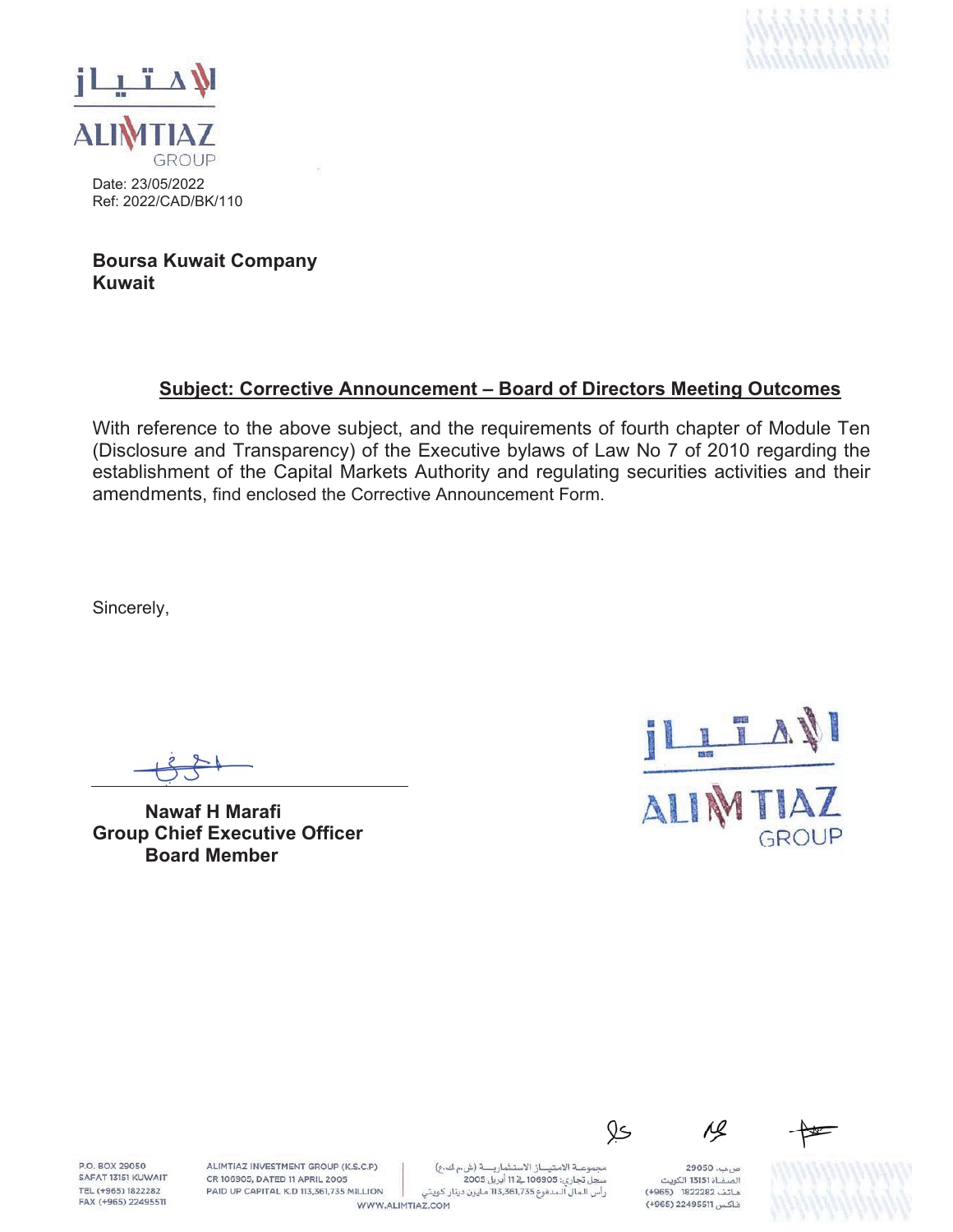Date: 23/05/2022
Ref: 2022/CAD/BK/110

**Boursa Kuwait Company**
**Kuwait**

**Subject: Corrective Announcement – Board of Directors Meeting Outcomes**

With reference to the above subject, and the requirements of fourth chapter of Module Ten (Disclosure and Transparency) of the Executive bylaws of Law No 7 of 2010 regarding the establishment of the Capital Markets Authority and regulating securities activities and their amendments, find enclosed the Corrective Announcement Form.

Sincerely,

**Nawaf H Marafi**
**Group Chief Executive Officer**
**Board Member**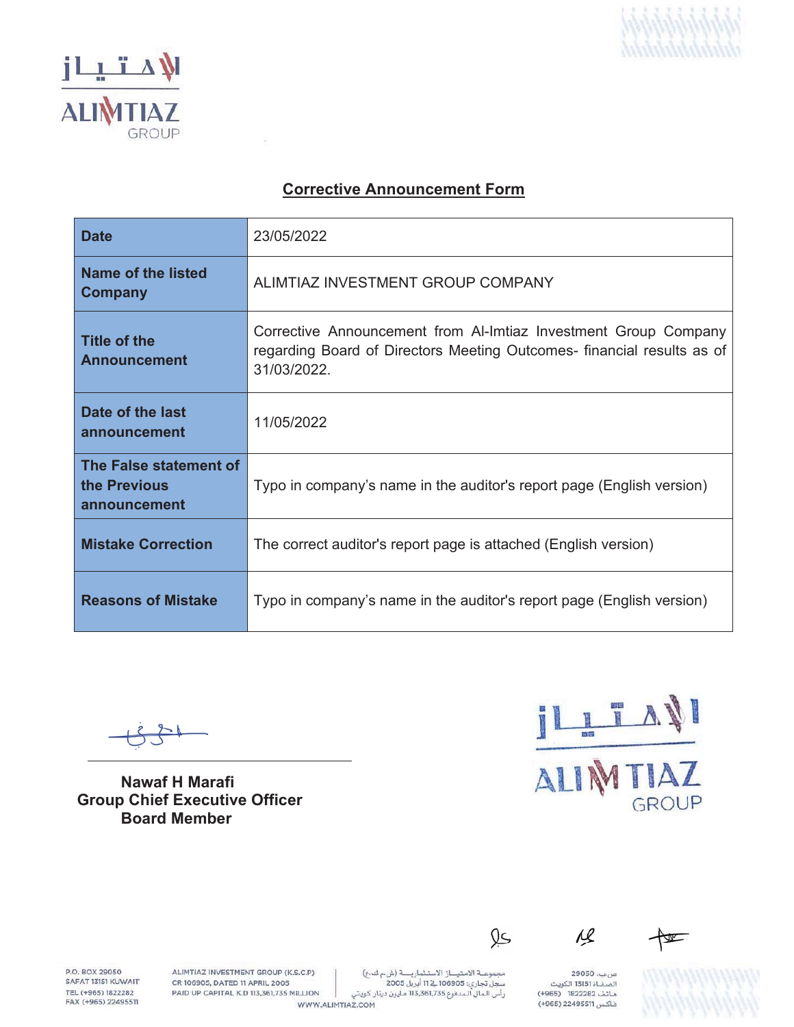## Corrective Announcement Form

| Date | 23/05/2022 |
|---|---|
| Name of the listed Company | ALIMTIAZ INVESTMENT GROUP COMPANY |
| Title of the Announcement | Corrective Announcement from Al-Imtiaz Investment Group Company regarding Board of Directors Meeting Outcomes- financial results as of 31/03/2022. |
| Date of the last announcement | 11/05/2022 |
| The False statement of the Previous announcement | Typo in company's name in the auditor's report page (English version) |
| Mistake Correction | The correct auditor's report page is attached (English version) |
| Reasons of Mistake | Typo in company's name in the auditor's report page (English version) |

**Nawaf H Marafi**
**Group Chief Executive Officer**
**Board Member**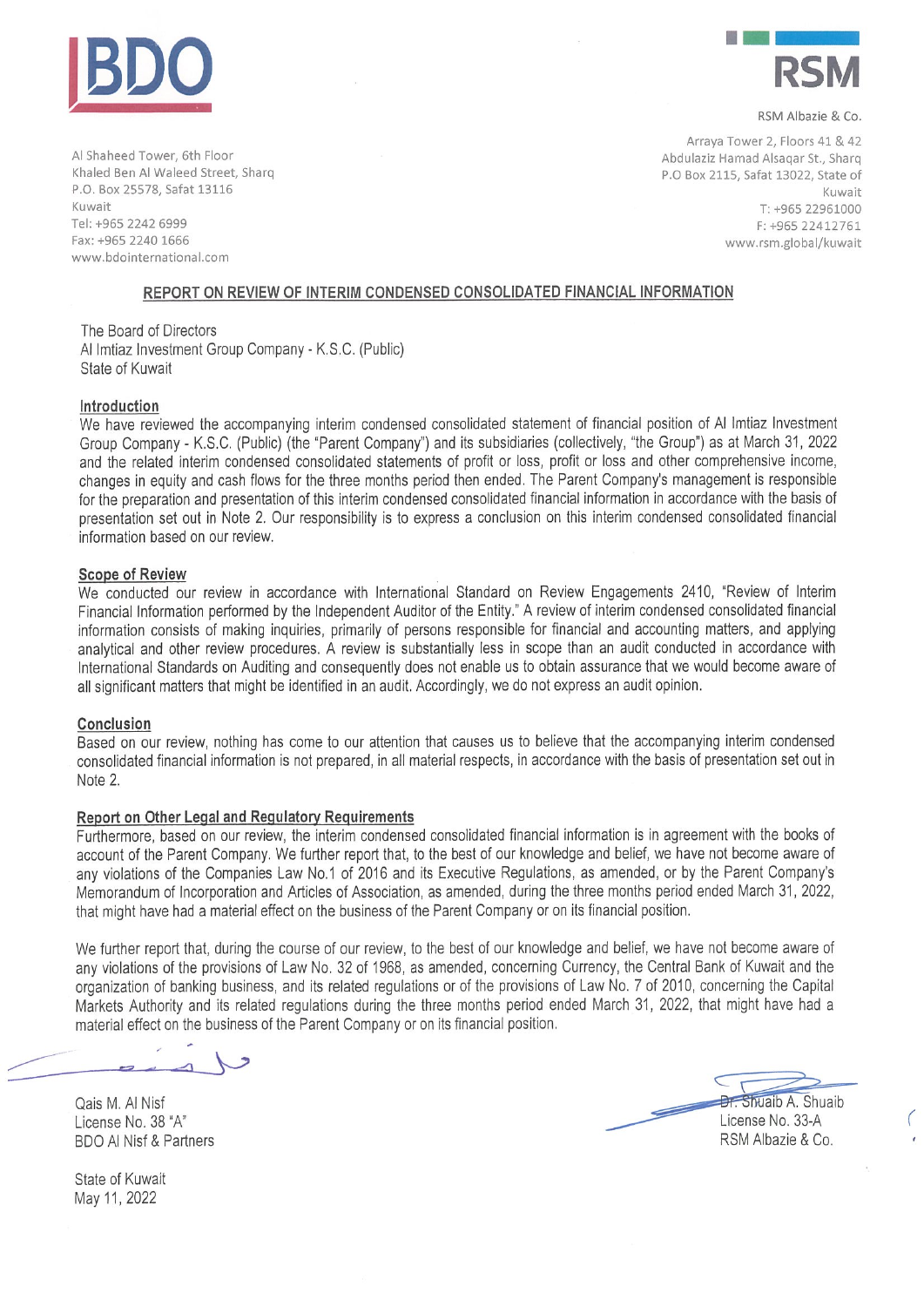BDO

Al Shaheed Tower, 6th Floor
Khaled Ben Al Waleed Street, Sharq
P.O. Box 25578, Safat 13116
Kuwait
Tel: +965 2242 6999
Fax: +965 2240 1666
www.bdointernational.com

RSM

RSM Albazie & Co.

Arraya Tower 2, Floors 41 & 42
Abdulaziz Hamad Alsaqar St., Sharq
P.O Box 2115, Safat 13022, State of Kuwait
T: +965 22961000
F: +965 22412761
www.rsm.global/kuwait

## REPORT ON REVIEW OF INTERIM CONDENSED CONSOLIDATED FINANCIAL INFORMATION

The Board of Directors
Al Imtiaz Investment Group Company - K.S.C. (Public)
State of Kuwait

### Introduction

We have reviewed the accompanying interim condensed consolidated statement of financial position of Al Imtiaz Investment Group Company - K.S.C. (Public) (the "Parent Company") and its subsidiaries (collectively, "the Group") as at March 31, 2022 and the related interim condensed consolidated statements of profit or loss, profit or loss and other comprehensive income, changes in equity and cash flows for the three months period then ended. The Parent Company's management is responsible for the preparation and presentation of this interim condensed consolidated financial information in accordance with the basis of presentation set out in Note 2. Our responsibility is to express a conclusion on this interim condensed consolidated financial information based on our review.

### Scope of Review

We conducted our review in accordance with International Standard on Review Engagements 2410, "Review of Interim Financial Information performed by the Independent Auditor of the Entity." A review of interim condensed consolidated financial information consists of making inquiries, primarily of persons responsible for financial and accounting matters, and applying analytical and other review procedures. A review is substantially less in scope than an audit conducted in accordance with International Standards on Auditing and consequently does not enable us to obtain assurance that we would become aware of all significant matters that might be identified in an audit. Accordingly, we do not express an audit opinion.

### Conclusion

Based on our review, nothing has come to our attention that causes us to believe that the accompanying interim condensed consolidated financial information is not prepared, in all material respects, in accordance with the basis of presentation set out in Note 2.

### Report on Other Legal and Regulatory Requirements

Furthermore, based on our review, the interim condensed consolidated financial information is in agreement with the books of account of the Parent Company. We further report that, to the best of our knowledge and belief, we have not become aware of any violations of the Companies Law No.1 of 2016 and its Executive Regulations, as amended, or by the Parent Company's Memorandum of Incorporation and Articles of Association, as amended, during the three months period ended March 31, 2022, that might have had a material effect on the business of the Parent Company or on its financial position.

We further report that, during the course of our review, to the best of our knowledge and belief, we have not become aware of any violations of the provisions of Law No. 32 of 1968, as amended, concerning Currency, the Central Bank of Kuwait and the organization of banking business, and its related regulations or of the provisions of Law No. 7 of 2010, concerning the Capital Markets Authority and its related regulations during the three months period ended March 31, 2022, that might have had a material effect on the business of the Parent Company or on its financial position.

Qais M. Al Nisf
License No. 38 "A"
BDO Al Nisf & Partners

Dr. Shuaib A. Shuaib
License No. 33-A
RSM Albazie & Co.

State of Kuwait
May 11, 2022